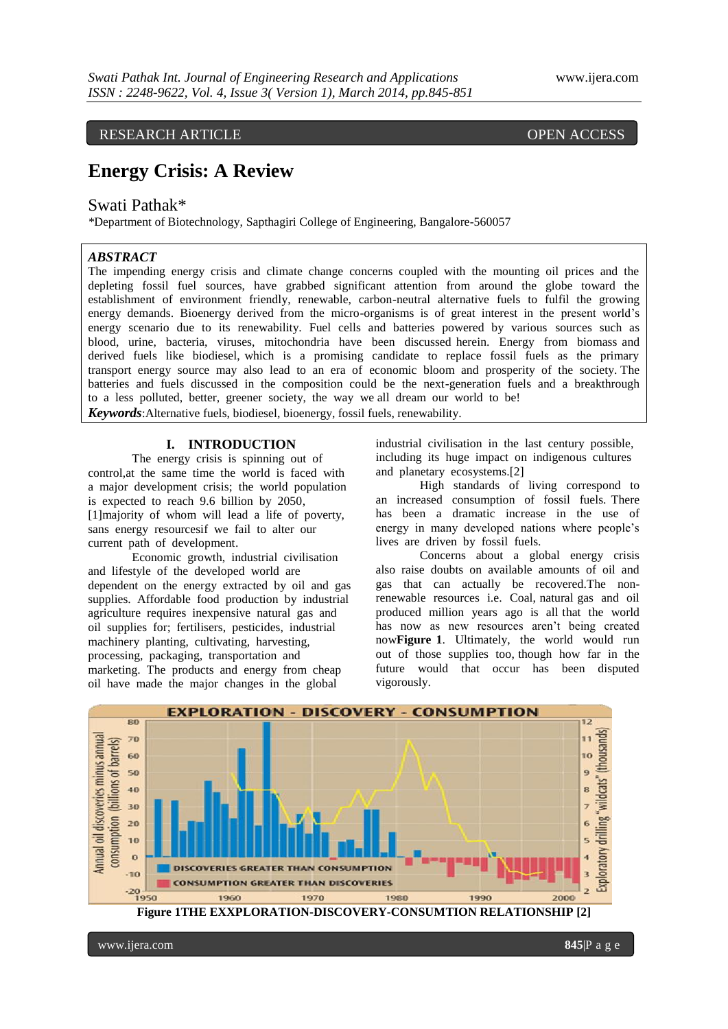RESEARCH ARTICLE OPEN ACCESS

# Energy Crisis: A Review

Swati Pathak*

*Department of Biotechnology, Sapthagiri College of Engineering, Bangalore-560057

***ABSTRACT***

The impending energy crisis and climate change concerns coupled with the mounting oil prices and the depleting fossil fuel sources, have grabbed significant attention from around the globe toward the establishment of environment friendly, renewable, carbon-neutral alternative fuels to fulfil the growing energy demands. Bioenergy derived from the micro-organisms is of great interest in the present world's energy scenario due to its renewability. Fuel cells and batteries powered by various sources such as blood, urine, bacteria, viruses, mitochondria have been discussed herein. Energy from biomass and derived fuels like biodiesel, which is a promising candidate to replace fossil fuels as the primary transport energy source may also lead to an era of economic bloom and prosperity of the society. The batteries and fuels discussed in the composition could be the next-generation fuels and a breakthrough to a less polluted, better, greener society, the way we all dream our world to be!

***Keywords***:Alternative fuels, biodiesel, bioenergy, fossil fuels, renewability.

## I. INTRODUCTION

The energy crisis is spinning out of control,at the same time the world is faced with a major development crisis; the world population is expected to reach 9.6 billion by 2050,[1]majority of whom will lead a life of poverty, sans energy resourcesif we fail to alter our current path of development.

Economic growth, industrial civilisation and lifestyle of the developed world are dependent on the energy extracted by oil and gas supplies. Affordable food production by industrial agriculture requires inexpensive natural gas and oil supplies for; fertilisers, pesticides, industrial machinery planting, cultivating, harvesting, processing, packaging, transportation and marketing. The products and energy from cheap oil have made the major changes in the global industrial civilisation in the last century possible, including its huge impact on indigenous cultures and planetary ecosystems.[2]

High standards of living correspond to an increased consumption of fossil fuels. There has been a dramatic increase in the use of energy in many developed nations where people's lives are driven by fossil fuels.

Concerns about a global energy crisis also raise doubts on available amounts of oil and gas that can actually be recovered.The non-renewable resources i.e. Coal, natural gas and oil produced million years ago is all that the world has now as new resources aren't being created now**Figure 1**. Ultimately, the world would run out of those supplies too, though how far in the future would that occur has been disputed vigorously.

EXPLORATION - DISCOVERY - CONSUMPTION

Annual oil discoveries minus annual consumption (billions of barrels)

Exploratory drilling "wildcats" (thousands)

DISCOVERIES GREATER THAN CONSUMPTION

CONSUMPTION GREATER THAN DISCOVERIES

80 70 60 50 40 30 20 10 0 -10 -20

12 11 10 9 8 7 6 5 4 3 2

1950 1960 1970 1980 1990 2000

**Figure 1THE EXXPLORATION-DISCOVERY-CONSUMTION RELATIONSHIP [2]**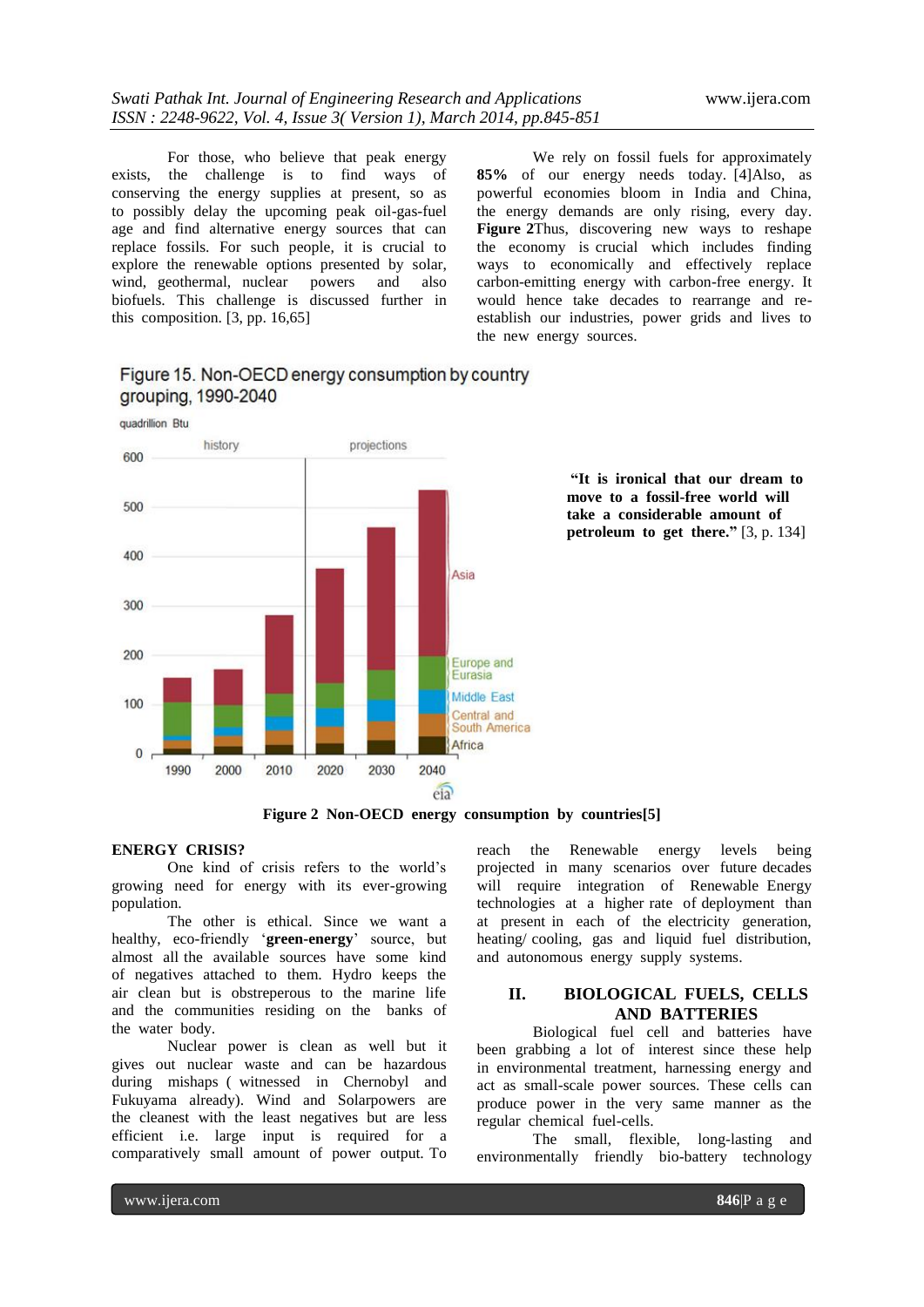For those, who believe that peak energy exists, the challenge is to find ways of conserving the energy supplies at present, so as to possibly delay the upcoming peak oil-gas-fuel age and find alternative energy sources that can replace fossils. For such people, it is crucial to explore the renewable options presented by solar, wind, geothermal, nuclear powers and also biofuels. This challenge is discussed further in this composition. [3, pp. 16,65]

We rely on fossil fuels for approximately **85%** of our energy needs today. [4]Also, as powerful economies bloom in India and China, the energy demands are only rising, every day. **Figure 2**Thus, discovering new ways to reshape the economy is crucial which includes finding ways to economically and effectively replace carbon-emitting energy with carbon-free energy. It would hence take decades to rearrange and re-establish our industries, power grids and lives to the new energy sources.

Figure 15. Non-OECD energy consumption by country grouping, 1990-2040

quadrillion Btu

history

projections

600
500
400
300
200
100
0

1990 2000 2010 2020 2030 2040

Asia

Europe and Eurasia

Middle East

Central and South America

Africa

eia

**Figure 2 Non-OECD energy consumption by countries[5]**

**"It is ironical that our dream to move to a fossil-free world will take a considerable amount of petroleum to get there."** [3, p. 134]

## ENERGY CRISIS?

One kind of crisis refers to the world's growing need for energy with its ever-growing population.

The other is ethical. Since we want a healthy, eco-friendly '**green-energy**' source, but almost all the available sources have some kind of negatives attached to them. Hydro keeps the air clean but is obstreperous to the marine life and the communities residing on the banks of the water body.

Nuclear power is clean as well but it gives out nuclear waste and can be hazardous during mishaps ( witnessed in Chernobyl and Fukuyama already). Wind and Solarpowers are the cleanest with the least negatives but are less efficient i.e. large input is required for a comparatively small amount of power output. To reach the Renewable energy levels being projected in many scenarios over future decades will require integration of Renewable Energy technologies at a higher rate of deployment than at present in each of the electricity generation, heating/ cooling, gas and liquid fuel distribution, and autonomous energy supply systems.

## II. BIOLOGICAL FUELS, CELLS AND BATTERIES

Biological fuel cell and batteries have been grabbing a lot of interest since these help in environmental treatment, harnessing energy and act as small-scale power sources. These cells can produce power in the very same manner as the regular chemical fuel-cells.

The small, flexible, long-lasting and environmentally friendly bio-battery technology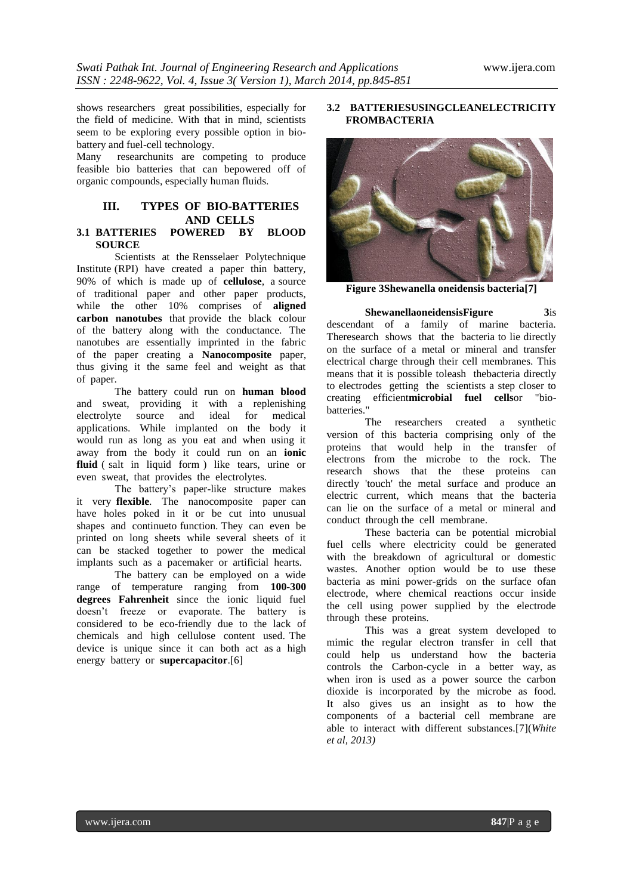shows researchers great possibilities, especially for the field of medicine. With that in mind, scientists seem to be exploring every possible option in bio-battery and fuel-cell technology.

Many researchunits are competing to produce feasible bio batteries that can bepowered off of organic compounds, especially human fluids.

## III. TYPES OF BIO-BATTERIES AND CELLS

### 3.1 BATTERIES POWERED BY BLOOD SOURCE

Scientists at the Rensselaer Polytechnique Institute (RPI) have created a paper thin battery, 90% of which is made up of **cellulose**, a source of traditional paper and other paper products, while the other 10% comprises of **aligned carbon nanotubes** that provide the black colour of the battery along with the conductance. The nanotubes are essentially imprinted in the fabric of the paper creating a **Nanocomposite** paper, thus giving it the same feel and weight as that of paper.

The battery could run on **human blood** and sweat, providing it with a replenishing electrolyte source and ideal for medical applications. While implanted on the body it would run as long as you eat and when using it away from the body it could run on an **ionic fluid** ( salt in liquid form ) like tears, urine or even sweat, that provides the electrolytes.

The battery's paper-like structure makes it very **flexible**. The nanocomposite paper can have holes poked in it or be cut into unusual shapes and continueto function. They can even be printed on long sheets while several sheets of it can be stacked together to power the medical implants such as a pacemaker or artificial hearts.

The battery can be employed on a wide range of temperature ranging from **100-300 degrees Fahrenheit** since the ionic liquid fuel doesn't freeze or evaporate. The battery is considered to be eco-friendly due to the lack of chemicals and high cellulose content used. The device is unique since it can both act as a high energy battery or **supercapacitor**.[6]

### 3.2 BATTERIESUSINGCLEANELECTRICITY FROMBACTERIA

**Figure 3Shewanella oneidensis bacteria[7]**

**ShewanellaoneidensisFigure 3**is descendant of a family of marine bacteria. Theresearch shows that the bacteria to lie directly on the surface of a metal or mineral and transfer electrical charge through their cell membranes. This means that it is possible toleash thebacteria directly to electrodes getting the scientists a step closer to creating efficient**microbial fuel cells**or "bio-batteries."

The researchers created a synthetic version of this bacteria comprising only of the proteins that would help in the transfer of electrons from the microbe to the rock. The research shows that the these proteins can directly 'touch' the metal surface and produce an electric current, which means that the bacteria can lie on the surface of a metal or mineral and conduct through the cell membrane.

These bacteria can be potential microbial fuel cells where electricity could be generated with the breakdown of agricultural or domestic wastes. Another option would be to use these bacteria as mini power-grids on the surface ofan electrode, where chemical reactions occur inside the cell using power supplied by the electrode through these proteins.

This was a great system developed to mimic the regular electron transfer in cell that could help us understand how the bacteria controls the Carbon-cycle in a better way, as when iron is used as a power source the carbon dioxide is incorporated by the microbe as food. It also gives us an insight as to how the components of a bacterial cell membrane are able to interact with different substances.[7](*White et al, 2013)*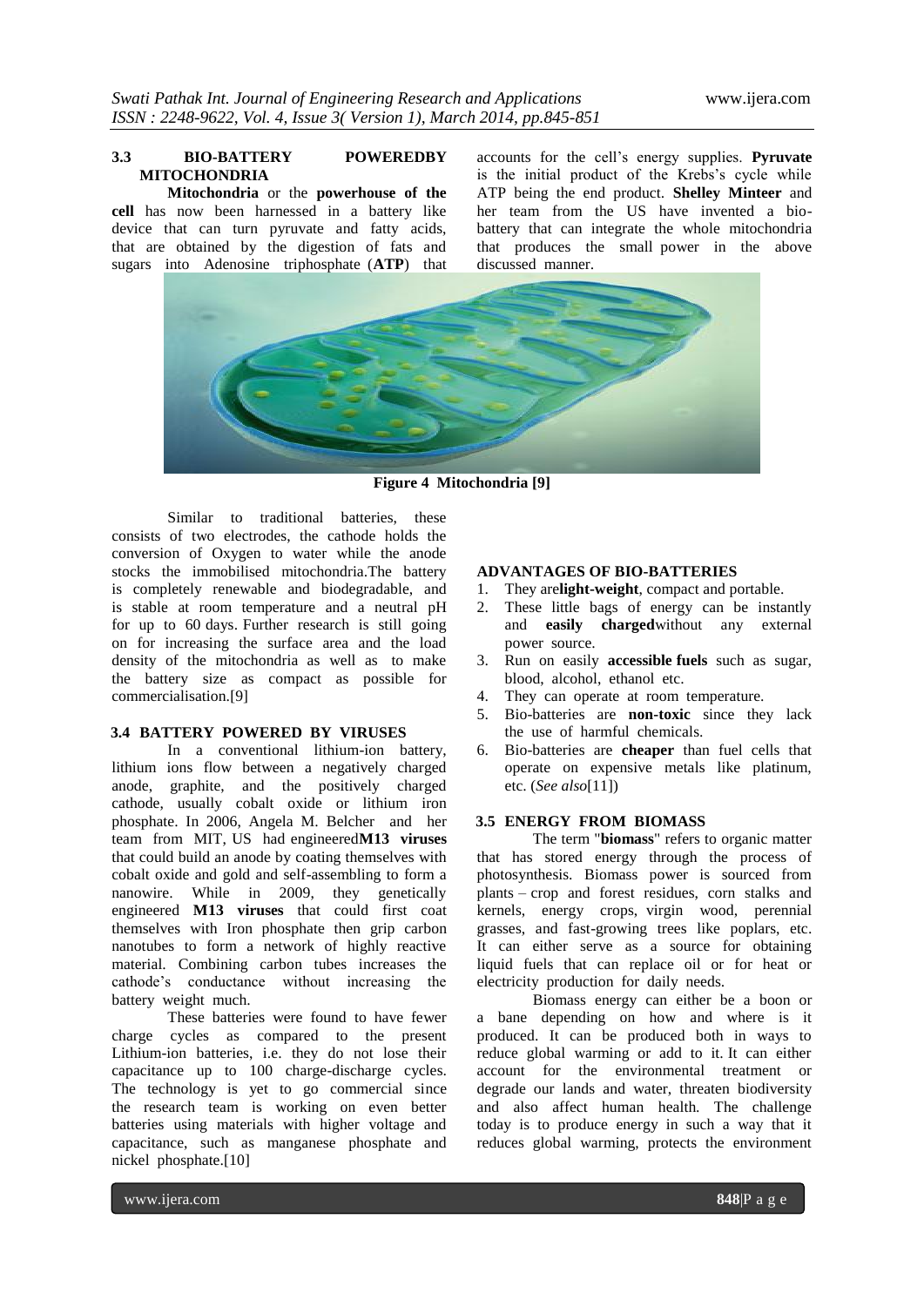### 3.3 BIO-BATTERY POWEREDBY MITOCHONDRIA

**Mitochondria** or the **powerhouse of the cell** has now been harnessed in a battery like device that can turn pyruvate and fatty acids, that are obtained by the digestion of fats and sugars into Adenosine triphosphate (**ATP**) that accounts for the cell's energy supplies. **Pyruvate** is the initial product of the Krebs's cycle while ATP being the end product. **Shelley Minteer** and her team from the US have invented a bio-battery that can integrate the whole mitochondria that produces the small power in the above discussed manner.

**Figure 4 Mitochondria [9]**

Similar to traditional batteries, these consists of two electrodes, the cathode holds the conversion of Oxygen to water while the anode stocks the immobilised mitochondria.The battery is completely renewable and biodegradable, and is stable at room temperature and a neutral pH for up to 60 days. Further research is still going on for increasing the surface area and the load density of the mitochondria as well as to make the battery size as compact as possible for commercialisation.[9]

### 3.4 BATTERY POWERED BY VIRUSES

In a conventional lithium-ion battery, lithium ions flow between a negatively charged anode, graphite, and the positively charged cathode, usually cobalt oxide or lithium iron phosphate. In 2006, Angela M. Belcher and her team from MIT, US had engineered**M13 viruses** that could build an anode by coating themselves with cobalt oxide and gold and self-assembling to form a nanowire. While in 2009, they genetically engineered **M13 viruses** that could first coat themselves with Iron phosphate then grip carbon nanotubes to form a network of highly reactive material. Combining carbon tubes increases the cathode's conductance without increasing the battery weight much.

These batteries were found to have fewer charge cycles as compared to the present Lithium-ion batteries, i.e. they do not lose their capacitance up to 100 charge-discharge cycles. The technology is yet to go commercial since the research team is working on even better batteries using materials with higher voltage and capacitance, such as manganese phosphate and nickel phosphate.[10]

#### ADVANTAGES OF BIO-BATTERIES

1. They are**light-weight**, compact and portable.
2. These little bags of energy can be instantly and **easily charged**without any external power source.
3. Run on easily **accessible fuels** such as sugar, blood, alcohol, ethanol etc.
4. They can operate at room temperature.
5. Bio-batteries are **non-toxic** since they lack the use of harmful chemicals.
6. Bio-batteries are **cheaper** than fuel cells that operate on expensive metals like platinum, etc. (*See also*[11])

### 3.5 ENERGY FROM BIOMASS

The term "**biomass**" refers to organic matter that has stored energy through the process of photosynthesis. Biomass power is sourced from plants – crop and forest residues, corn stalks and kernels, energy crops, virgin wood, perennial grasses, and fast-growing trees like poplars, etc. It can either serve as a source for obtaining liquid fuels that can replace oil or for heat or electricity production for daily needs.

Biomass energy can either be a boon or a bane depending on how and where is it produced. It can be produced both in ways to reduce global warming or add to it. It can either account for the environmental treatment or degrade our lands and water, threaten biodiversity and also affect human health. The challenge today is to produce energy in such a way that it reduces global warming, protects the environment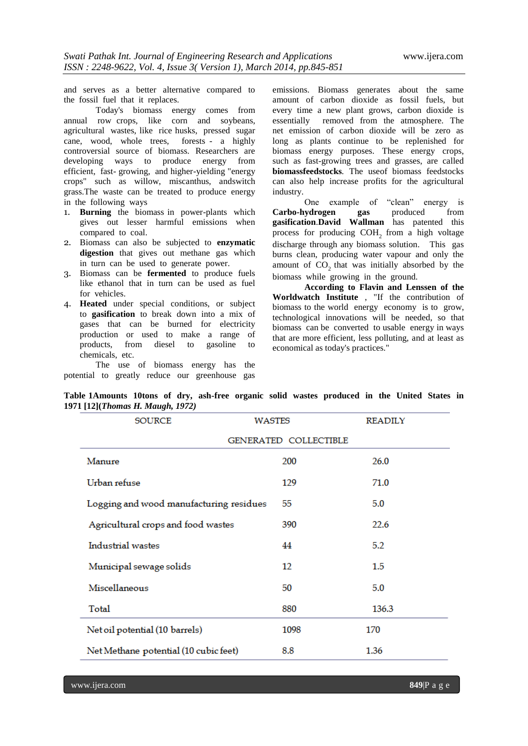and serves as a better alternative compared to the fossil fuel that it replaces.

Today's biomass energy comes from annual row crops, like corn and soybeans, agricultural wastes, like rice husks, pressed sugar cane, wood, whole trees, forests - a highly controversial source of biomass. Researchers are developing ways to produce energy from efficient, fast- growing, and higher-yielding "energy crops" such as willow, miscanthus, andswitch grass.The waste can be treated to produce energy in the following ways

1. **Burning** the biomass in power-plants which gives out lesser harmful emissions when compared to coal.
2. Biomass can also be subjected to **enzymatic digestion** that gives out methane gas which in turn can be used to generate power.
3. Biomass can be **fermented** to produce fuels like ethanol that in turn can be used as fuel for vehicles.
4. **Heated** under special conditions, or subject to **gasification** to break down into a mix of gases that can be burned for electricity production or used to make a range of products, from diesel to gasoline to chemicals, etc.

The use of biomass energy has the potential to greatly reduce our greenhouse gas emissions. Biomass generates about the same amount of carbon dioxide as fossil fuels, but every time a new plant grows, carbon dioxide is essentially removed from the atmosphere. The net emission of carbon dioxide will be zero as long as plants continue to be replenished for biomass energy purposes. These energy crops, such as fast-growing trees and grasses, are called **biomassfeedstocks**. The useof biomass feedstocks can also help increase profits for the agricultural industry.

One example of "clean" energy is **Carbo-hydrogen gas** produced from **gasification**.**David Wallman** has patented this process for producing $COH_2$ from a high voltage discharge through any biomass solution. This gas burns clean, producing water vapour and only the amount of $CO_2$ that was initially absorbed by the biomass while growing in the ground.

**According to Flavin and Lenssen of the Worldwatch Institute** , "If the contribution of biomass to the world energy economy is to grow, technological innovations will be needed, so that biomass can be converted to usable energy in ways that are more efficient, less polluting, and at least as economical as today's practices."

**Table 1Amounts 10tons of dry, ash-free organic solid wastes produced in the United States in 1971 [12](*Thomas H. Maugh, 1972)***

| SOURCE | WASTES GENERATED | READILY COLLECTIBLE |
|---|---|---|
| Manure | 200 | 26.0 |
| Urban refuse | 129 | 71.0 |
| Logging and wood manufacturing residues | 55 | 5.0 |
| Agricultural crops and food wastes | 390 | 22.6 |
| Industrial wastes | 44 | 5.2 |
| Municipal sewage solids | 12 | 1.5 |
| Miscellaneous | 50 | 5.0 |
| Total | 880 | 136.3 |
| Net oil potential (10 barrels) | 1098 | 170 |
| Net Methane potential (10 cubic feet) | 8.8 | 1.36 |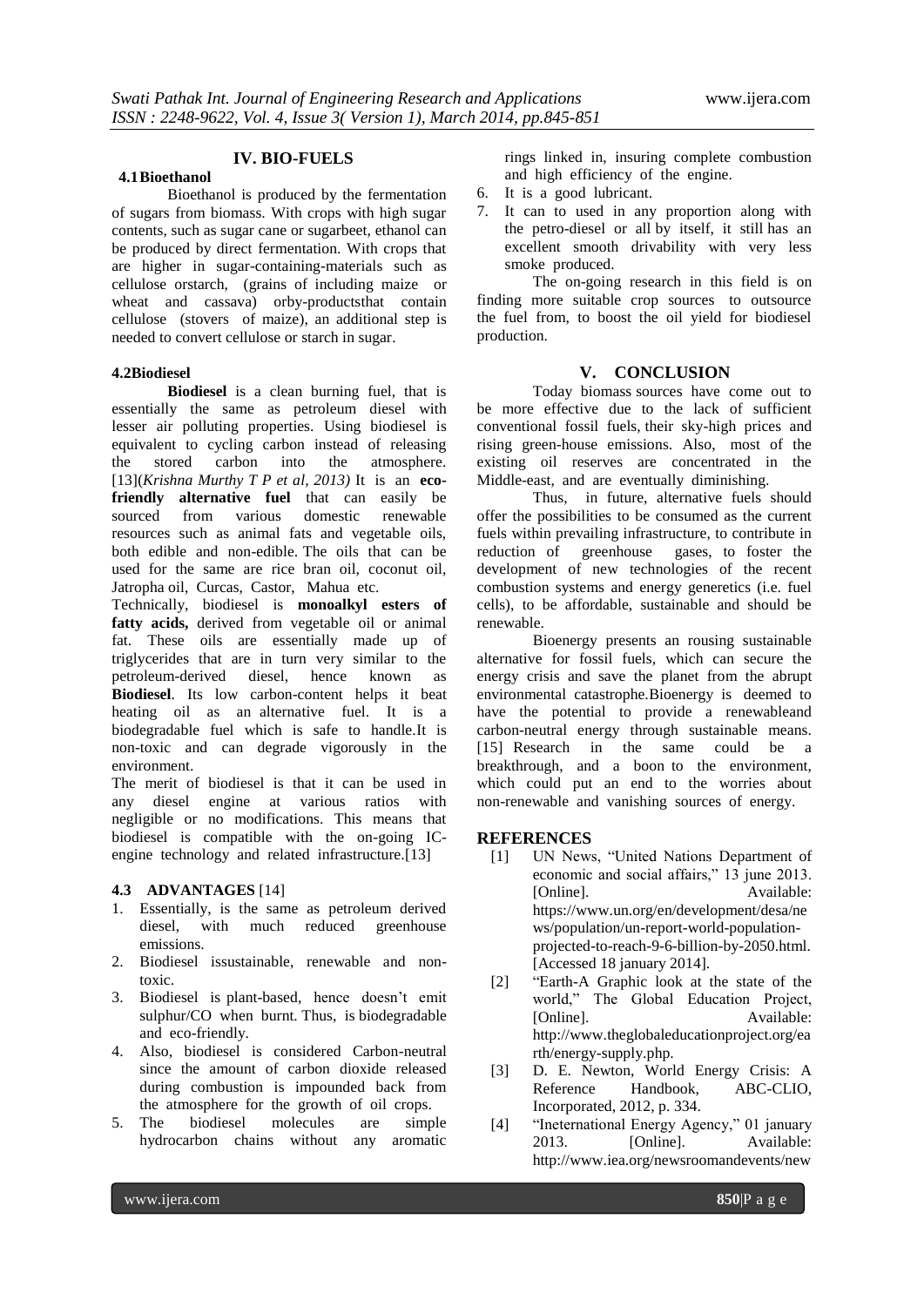## IV. BIO-FUELS

### 4.1 Bioethanol

Bioethanol is produced by the fermentation of sugars from biomass. With crops with high sugar contents, such as sugar cane or sugarbeet, ethanol can be produced by direct fermentation. With crops that are higher in sugar-containing-materials such as cellulose orstarch, (grains of including maize or wheat and cassava) orby-productsthat contain cellulose (stovers of maize), an additional step is needed to convert cellulose or starch in sugar.

### 4.2 Biodiesel

**Biodiesel** is a clean burning fuel, that is essentially the same as petroleum diesel with lesser air polluting properties. Using biodiesel is equivalent to cycling carbon instead of releasing the stored carbon into the atmosphere. [13](*Krishna Murthy T P et al, 2013)* It is an **eco-friendly alternative fuel** that can easily be sourced from various domestic renewable resources such as animal fats and vegetable oils, both edible and non-edible. The oils that can be used for the same are rice bran oil, coconut oil, Jatropha oil, Curcas, Castor, Mahua etc.

Technically, biodiesel is **monoalkyl esters of fatty acids,** derived from vegetable oil or animal fat. These oils are essentially made up of triglycerides that are in turn very similar to the petroleum-derived diesel, hence known as **Biodiesel**. Its low carbon-content helps it beat heating oil as an alternative fuel. It is a biodegradable fuel which is safe to handle.It is non-toxic and can degrade vigorously in the environment.

The merit of biodiesel is that it can be used in any diesel engine at various ratios with negligible or no modifications. This means that biodiesel is compatible with the on-going IC-engine technology and related infrastructure.[13]

### 4.3 ADVANTAGES [14]

1. Essentially, is the same as petroleum derived diesel, with much reduced greenhouse emissions.
2. Biodiesel issustainable, renewable and non-toxic.
3. Biodiesel is plant-based, hence doesn't emit sulphur/CO when burnt. Thus, is biodegradable and eco-friendly.
4. Also, biodiesel is considered Carbon-neutral since the amount of carbon dioxide released during combustion is impounded back from the atmosphere for the growth of oil crops.
5. The biodiesel molecules are simple hydrocarbon chains without any aromatic rings linked in, insuring complete combustion and high efficiency of the engine.
6. It is a good lubricant.
7. It can to used in any proportion along with the petro-diesel or all by itself, it still has an excellent smooth drivability with very less smoke produced.

The on-going research in this field is on finding more suitable crop sources to outsource the fuel from, to boost the oil yield for biodiesel production.

## V. CONCLUSION

Today biomass sources have come out to be more effective due to the lack of sufficient conventional fossil fuels, their sky-high prices and rising green-house emissions. Also, most of the existing oil reserves are concentrated in the Middle-east, and are eventually diminishing.

Thus, in future, alternative fuels should offer the possibilities to be consumed as the current fuels within prevailing infrastructure, to contribute in reduction of greenhouse gases, to foster the development of new technologies of the recent combustion systems and energy generetics (i.e. fuel cells), to be affordable, sustainable and should be renewable.

Bioenergy presents an rousing sustainable alternative for fossil fuels, which can secure the energy crisis and save the planet from the abrupt environmental catastrophe.Bioenergy is deemed to have the potential to provide a renewableand carbon-neutral energy through sustainable means. [15] Research in the same could be a breakthrough, and a boon to the environment, which could put an end to the worries about non-renewable and vanishing sources of energy.

## REFERENCES

[1] UN News, "United Nations Department of economic and social affairs," 13 june 2013. [Online]. Available: https://www.un.org/en/development/desa/news/population/un-report-world-population-projected-to-reach-9-6-billion-by-2050.html. [Accessed 18 january 2014].

[2] "Earth-A Graphic look at the state of the world," The Global Education Project, [Online]. Available: http://www.theglobaleducationproject.org/earth/energy-supply.php.

[3] D. E. Newton, World Energy Crisis: A Reference Handbook, ABC-CLIO, Incorporated, 2012, p. 334.

[4] "Ineternational Energy Agency," 01 january 2013. [Online]. Available: http://www.iea.org/newsroomandevents/new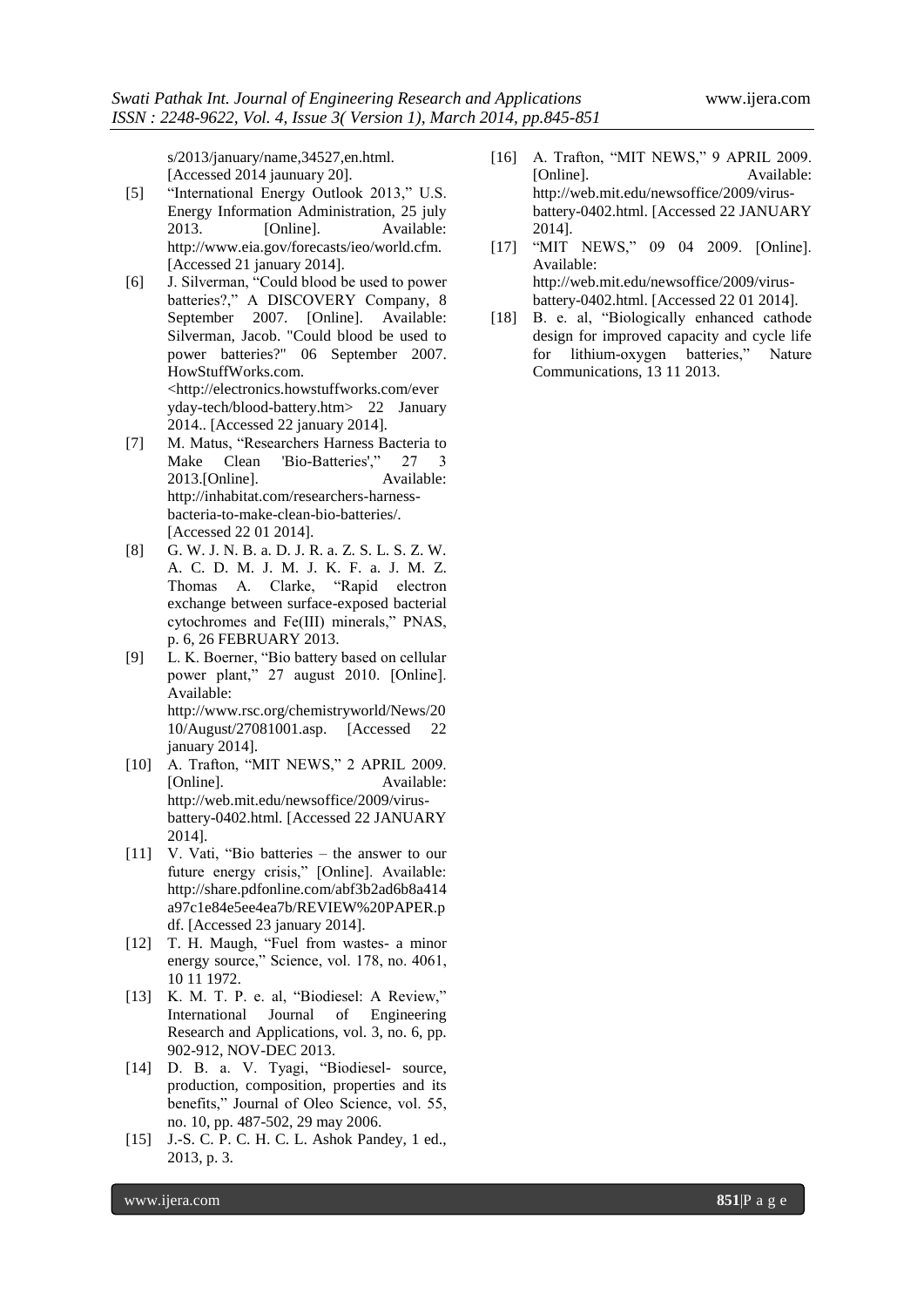s/2013/january/name,34527,en.html. [Accessed 2014 jaunuary 20].

[5] "International Energy Outlook 2013," U.S. Energy Information Administration, 25 july 2013. [Online]. Available: http://www.eia.gov/forecasts/ieo/world.cfm. [Accessed 21 january 2014].

[6] J. Silverman, "Could blood be used to power batteries?," A DISCOVERY Company, 8 September 2007. [Online]. Available: Silverman, Jacob. "Could blood be used to power batteries?" 06 September 2007. HowStuffWorks.com. <http://electronics.howstuffworks.com/everyday-tech/blood-battery.htm> 22 January 2014.. [Accessed 22 january 2014].

[7] M. Matus, "Researchers Harness Bacteria to Make Clean 'Bio-Batteries'," 27 3 2013.[Online]. Available: http://inhabitat.com/researchers-harness-bacteria-to-make-clean-bio-batteries/. [Accessed 22 01 2014].

[8] G. W. J. N. B. a. D. J. R. a. Z. S. L. S. Z. W. A. C. D. M. J. M. J. K. F. a. J. M. Z. Thomas A. Clarke, "Rapid electron exchange between surface-exposed bacterial cytochromes and Fe(III) minerals," PNAS, p. 6, 26 FEBRUARY 2013.

[9] L. K. Boerner, "Bio battery based on cellular power plant," 27 august 2010. [Online]. Available: http://www.rsc.org/chemistryworld/News/2010/August/27081001.asp. [Accessed 22 january 2014].

[10] A. Trafton, "MIT NEWS," 2 APRIL 2009. [Online]. Available: http://web.mit.edu/newsoffice/2009/virus-battery-0402.html. [Accessed 22 JANUARY 2014].

[11] V. Vati, "Bio batteries – the answer to our future energy crisis," [Online]. Available: http://share.pdfonline.com/abf3b2ad6b8a414a97c1e84e5ee4ea7b/REVIEW%20PAPER.pdf. [Accessed 23 january 2014].

[12] T. H. Maugh, "Fuel from wastes- a minor energy source," Science, vol. 178, no. 4061, 10 11 1972.

[13] K. M. T. P. e. al, "Biodiesel: A Review," International Journal of Engineering Research and Applications, vol. 3, no. 6, pp. 902-912, NOV-DEC 2013.

[14] D. B. a. V. Tyagi, "Biodiesel- source, production, composition, properties and its benefits," Journal of Oleo Science, vol. 55, no. 10, pp. 487-502, 29 may 2006.

[15] J.-S. C. P. C. H. C. L. Ashok Pandey, 1 ed., 2013, p. 3.

[16] A. Trafton, "MIT NEWS," 9 APRIL 2009. [Online]. Available: http://web.mit.edu/newsoffice/2009/virus-battery-0402.html. [Accessed 22 JANUARY 2014].

[17] "MIT NEWS," 09 04 2009. [Online]. Available: http://web.mit.edu/newsoffice/2009/virus-battery-0402.html. [Accessed 22 01 2014].

[18] B. e. al, "Biologically enhanced cathode design for improved capacity and cycle life for lithium-oxygen batteries," Nature Communications, 13 11 2013.